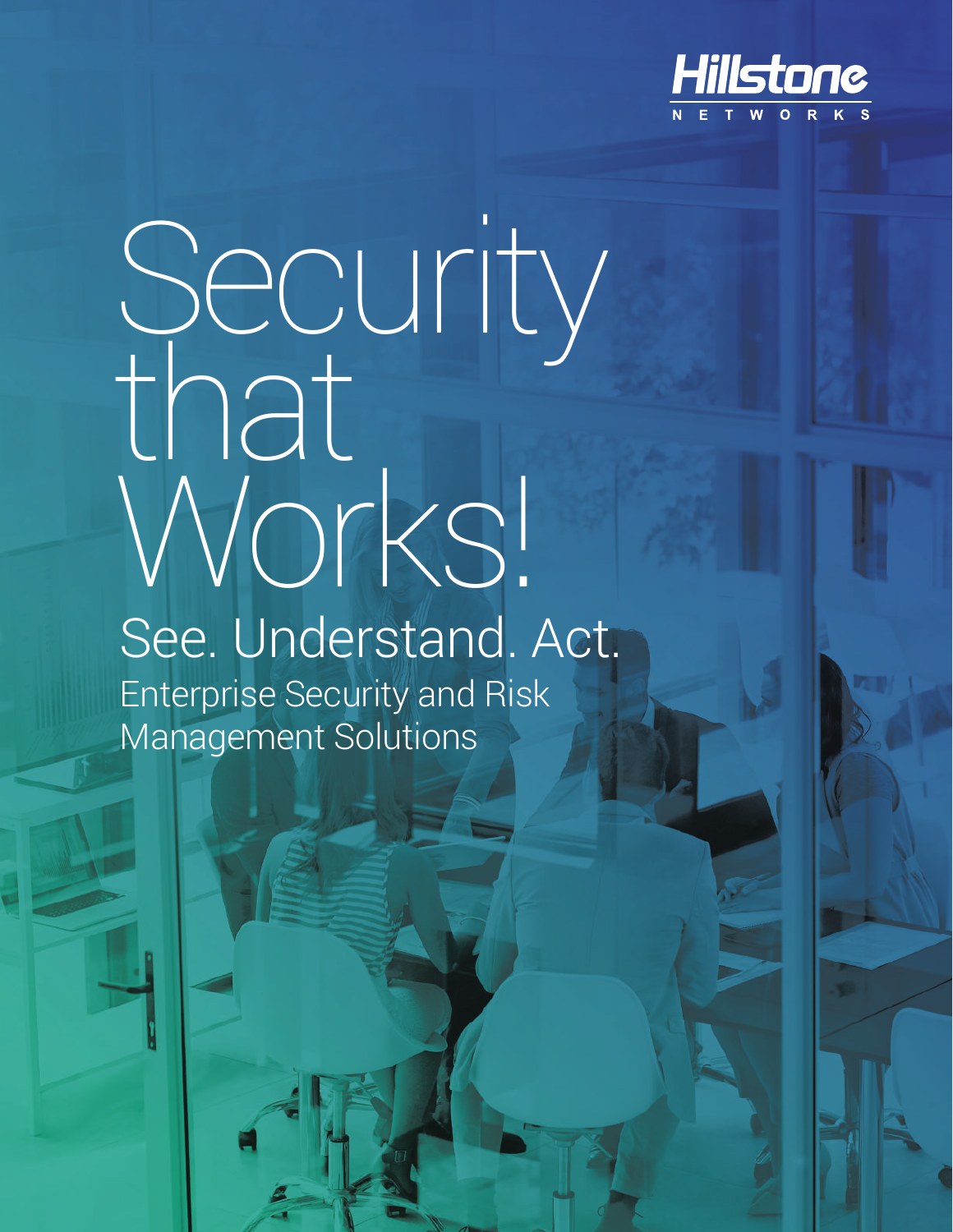Hillstone NETWORKS

# Security that Works!

## See. Understand. Act.

Enterprise Security and Risk Management Solutions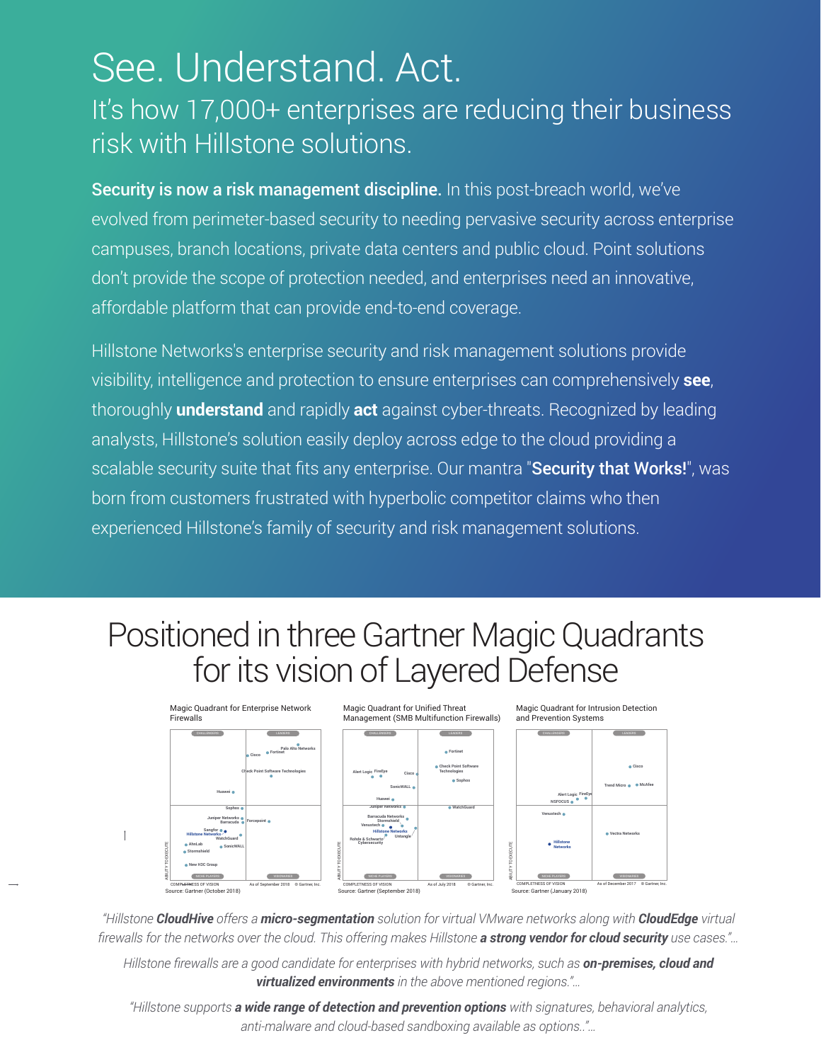# See. Understand. Act.

## It's how 17,000+ enterprises are reducing their business risk with Hillstone solutions.

**Security is now a risk management discipline.** In this post-breach world, we've evolved from perimeter-based security to needing pervasive security across enterprise campuses, branch locations, private data centers and public cloud. Point solutions don't provide the scope of protection needed, and enterprises need an innovative, affordable platform that can provide end-to-end coverage.

Hillstone Networks's enterprise security and risk management solutions provide visibility, intelligence and protection to ensure enterprises can comprehensively **see**, thoroughly **understand** and rapidly **act** against cyber-threats. Recognized by leading analysts, Hillstone's solution easily deploy across edge to the cloud providing a scalable security suite that fits any enterprise. Our mantra "**Security that Works!**", was born from customers frustrated with hyperbolic competitor claims who then experienced Hillstone's family of security and risk management solutions.

# Positioned in three Gartner Magic Quadrants for its vision of Layered Defense

Magic Quadrant for Enterprise Network Firewalls

Source: Gartner (October 2018)

Magic Quadrant for Unified Threat Management (SMB Multifunction Firewalls)

Source: Gartner (September 2018)

Magic Quadrant for Intrusion Detection and Prevention Systems

Source: Gartner (January 2018)

*"Hillstone **CloudHive** offers a **micro-segmentation** solution for virtual VMware networks along with **CloudEdge** virtual firewalls for the networks over the cloud. This offering makes Hillstone **a strong vendor for cloud security** use cases."...*

*Hillstone firewalls are a good candidate for enterprises with hybrid networks, such as **on-premises, cloud and virtualized environments** in the above mentioned regions."...*

*"Hillstone supports **a wide range of detection and prevention options** with signatures, behavioral analytics, anti-malware and cloud-based sandboxing available as options.."...*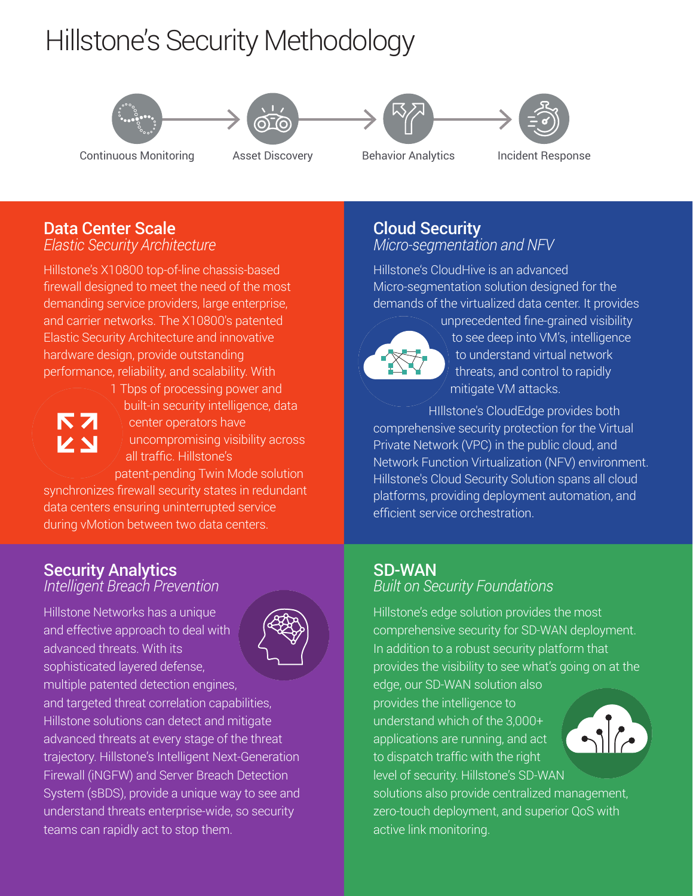# Hillstone's Security Methodology

Continuous Monitoring → Asset Discovery → Behavior Analytics → Incident Response

## Data Center Scale

*Elastic Security Architecture*

Hillstone's X10800 top-of-line chassis-based firewall designed to meet the need of the most demanding service providers, large enterprise, and carrier networks. The X10800's patented Elastic Security Architecture and innovative hardware design, provide outstanding performance, reliability, and scalability. With 1 Tbps of processing power and built-in security intelligence, data center operators have uncompromising visibility across all traffic. Hillstone's patent-pending Twin Mode solution synchronizes firewall security states in redundant data centers ensuring uninterrupted service during vMotion between two data centers.

## Cloud Security

*Micro-segmentation and NFV*

Hillstone's CloudHive is an advanced Micro-segmentation solution designed for the demands of the virtualized data center. It provides unprecedented fine-grained visibility to see deep into VM's, intelligence to understand virtual network threats, and control to rapidly mitigate VM attacks.

HIllstone's CloudEdge provides both comprehensive security protection for the Virtual Private Network (VPC) in the public cloud, and Network Function Virtualization (NFV) environment. Hillstone's Cloud Security Solution spans all cloud platforms, providing deployment automation, and efficient service orchestration.

## Security Analytics

*Intelligent Breach Prevention*

Hillstone Networks has a unique and effective approach to deal with advanced threats. With its sophisticated layered defense, multiple patented detection engines, and targeted threat correlation capabilities, Hillstone solutions can detect and mitigate advanced threats at every stage of the threat trajectory. Hillstone's Intelligent Next-Generation Firewall (iNGFW) and Server Breach Detection System (sBDS), provide a unique way to see and understand threats enterprise-wide, so security teams can rapidly act to stop them.

## SD-WAN

*Built on Security Foundations*

Hillstone's edge solution provides the most comprehensive security for SD-WAN deployment. In addition to a robust security platform that provides the visibility to see what's going on at the edge, our SD-WAN solution also provides the intelligence to understand which of the 3,000+ applications are running, and act to dispatch traffic with the right level of security. Hillstone's SD-WAN solutions also provide centralized management, zero-touch deployment, and superior QoS with active link monitoring.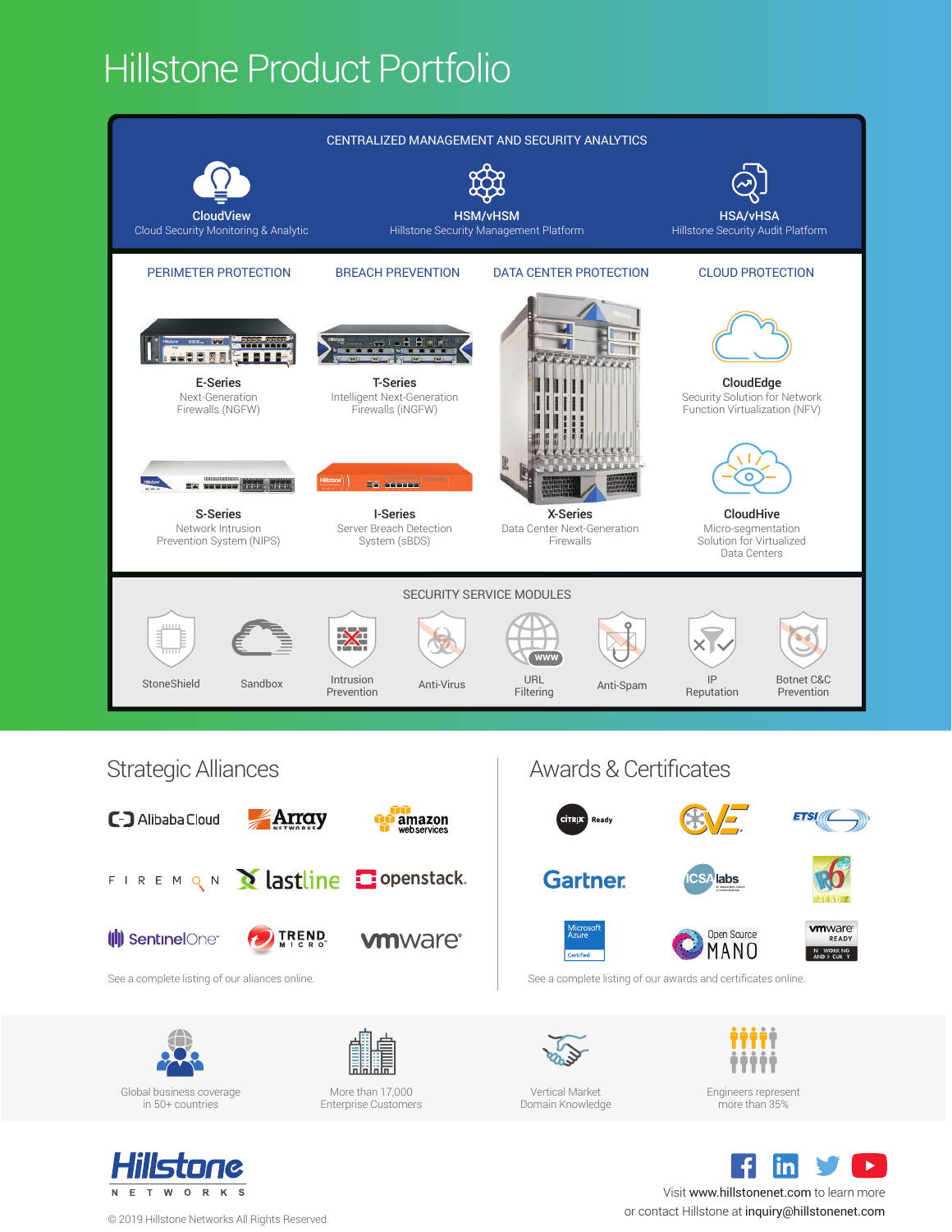# Hillstone Product Portfolio

## CENTRALIZED MANAGEMENT AND SECURITY ANALYTICS

**CloudView**
Cloud Security Monitoring & Analytic

**HSM/vHSM**
Hillstone Security Management Platform

**HSA/vHSA**
Hillstone Security Audit Platform

## PERIMETER PROTECTION

**E-Series**
Next-Generation Firewalls (NGFW)

**S-Series**
Network Intrusion Prevention System (NIPS)

## BREACH PREVENTION

**T-Series**
Intelligent Next-Generation Firewalls (iNGFW)

**I-Series**
Server Breach Detection System (sBDS)

## DATA CENTER PROTECTION

**X-Series**
Data Center Next-Generation Firewalls

## CLOUD PROTECTION

**CloudEdge**
Security Solution for Network Function Virtualization (NFV)

**CloudHive**
Micro-segmentation Solution for Virtualized Data Centers

## SECURITY SERVICE MODULES

- StoneShield
- Sandbox
- Intrusion Prevention
- Anti-Virus
- URL Filtering
- Anti-Spam
- IP Reputation
- Botnet C&C Prevention

## Strategic Alliances

Alibaba Cloud, Array Networks, amazon web services, FireMon, lastline, openstack, SentinelOne, Trend Micro, vmware

See a complete listing of our aliances online.

## Awards & Certificates

Citrix Ready, CVE, ETSI, Gartner, ICSA labs, IPv6 Ready, Microsoft Azure Certified, Open Source MANO, vmware Ready

See a complete listing of our awards and certificates online.

Global business coverage in 50+ countries

More than 17,000 Enterprise Customers

Vertical Market Domain Knowledge

Engineers represent more than 35%

Hillstone NETWORKS

© 2019 Hillstone Networks All Rights Reserved.

Visit www.hillstonenet.com to learn more or contact Hillstone at inquiry@hillstonenet.com